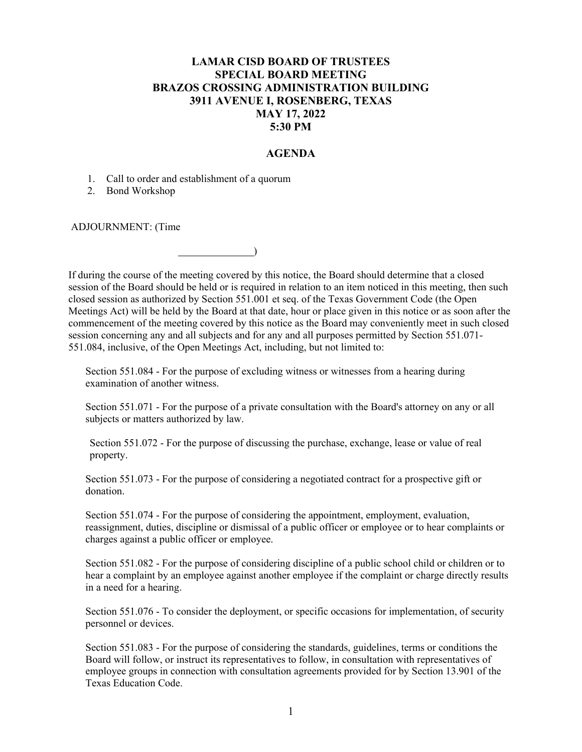# LAMAR CISD BOARD OF TRUSTEES
# SPECIAL BOARD MEETING
# BRAZOS CROSSING ADMINISTRATION BUILDING
# 3911 AVENUE I, ROSENBERG, TEXAS
# MAY 17, 2022
# 5:30 PM

## AGENDA

1. Call to order and establishment of a quorum
2. Bond Workshop

ADJOURNMENT: (Time ______________)

If during the course of the meeting covered by this notice, the Board should determine that a closed session of the Board should be held or is required in relation to an item noticed in this meeting, then such closed session as authorized by Section 551.001 et seq. of the Texas Government Code (the Open Meetings Act) will be held by the Board at that date, hour or place given in this notice or as soon after the commencement of the meeting covered by this notice as the Board may conveniently meet in such closed session concerning any and all subjects and for any and all purposes permitted by Section 551.071-551.084, inclusive, of the Open Meetings Act, including, but not limited to:

Section 551.084 - For the purpose of excluding witness or witnesses from a hearing during examination of another witness.

Section 551.071 - For the purpose of a private consultation with the Board's attorney on any or all subjects or matters authorized by law.

Section 551.072 - For the purpose of discussing the purchase, exchange, lease or value of real property.

Section 551.073 - For the purpose of considering a negotiated contract for a prospective gift or donation.

Section 551.074 - For the purpose of considering the appointment, employment, evaluation, reassignment, duties, discipline or dismissal of a public officer or employee or to hear complaints or charges against a public officer or employee.

Section 551.082 - For the purpose of considering discipline of a public school child or children or to hear a complaint by an employee against another employee if the complaint or charge directly results in a need for a hearing.

Section 551.076 - To consider the deployment, or specific occasions for implementation, of security personnel or devices.

Section 551.083 - For the purpose of considering the standards, guidelines, terms or conditions the Board will follow, or instruct its representatives to follow, in consultation with representatives of employee groups in connection with consultation agreements provided for by Section 13.901 of the Texas Education Code.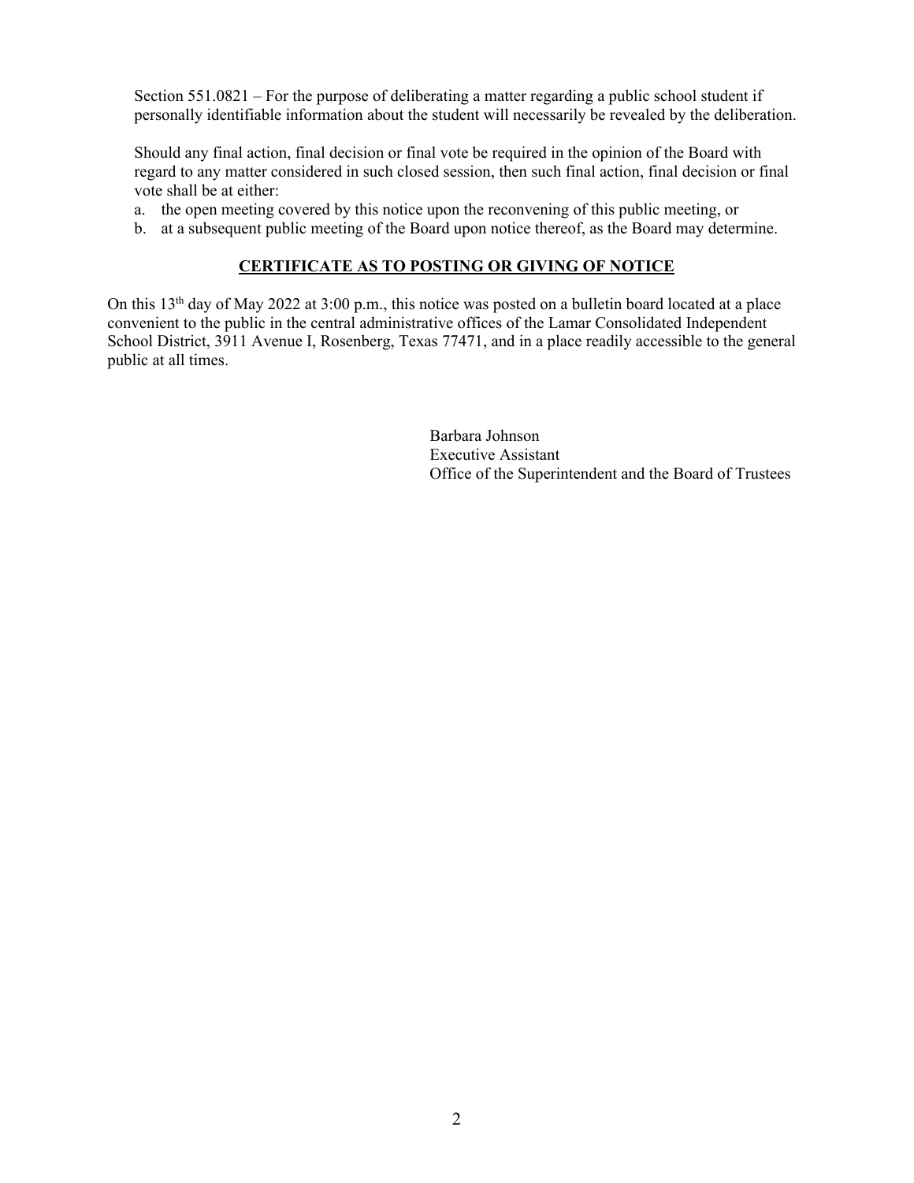Section 551.0821 – For the purpose of deliberating a matter regarding a public school student if personally identifiable information about the student will necessarily be revealed by the deliberation.

Should any final action, final decision or final vote be required in the opinion of the Board with regard to any matter considered in such closed session, then such final action, final decision or final vote shall be at either:

a. the open meeting covered by this notice upon the reconvening of this public meeting, or
b. at a subsequent public meeting of the Board upon notice thereof, as the Board may determine.

## **CERTIFICATE AS TO POSTING OR GIVING OF NOTICE**

On this 13th day of May 2022 at 3:00 p.m., this notice was posted on a bulletin board located at a place convenient to the public in the central administrative offices of the Lamar Consolidated Independent School District, 3911 Avenue I, Rosenberg, Texas 77471, and in a place readily accessible to the general public at all times.

Barbara Johnson
Executive Assistant
Office of the Superintendent and the Board of Trustees